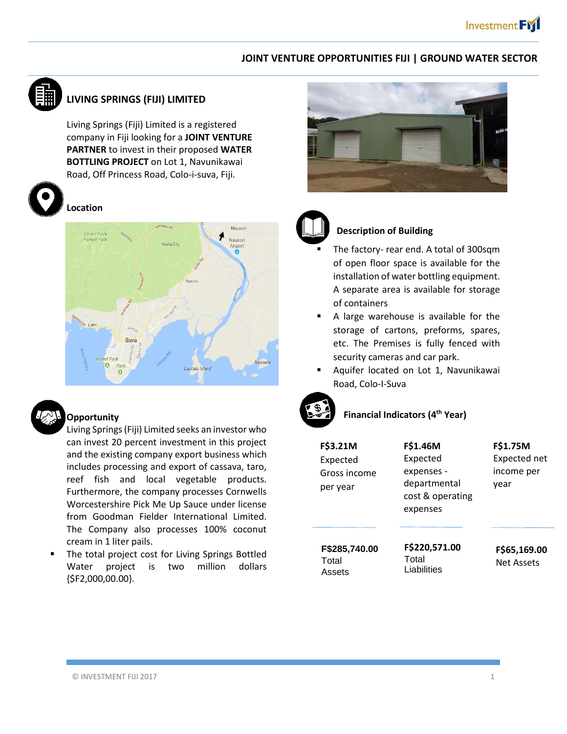JOINT VENTURE OPPORTUNITIES FIJI | GROUND WATER SECTOR

## LIVING SPRINGS (FIJI) LIMITED

Living Springs (Fiji) Limited is a registered company in Fiji looking for a **JOINT VENTURE PARTNER** to invest in their proposed **WATER BOTTLING PROJECT** on Lot 1, Navunikawai Road, Off Princess Road, Colo-i-suva, Fiji.

### Location

### Opportunity

Living Springs (Fiji) Limited seeks an investor who can invest 20 percent investment in this project and the existing company export business which includes processing and export of cassava, taro, reef fish and local vegetable products. Furthermore, the company processes Cornwells Worcestershire Pick Me Up Sauce under license from Goodman Fielder International Limited. The Company also processes 100% coconut cream in 1 liter pails.

- The total project cost for Living Springs Bottled Water project is two million dollars {$F2,000,00.00}.

### Description of Building

- The factory- rear end. A total of 300sqm of open floor space is available for the installation of water bottling equipment. A separate area is available for storage of containers
- A large warehouse is available for the storage of cartons, preforms, spares, etc. The Premises is fully fenced with security cameras and car park.
- Aquifer located on Lot 1, Navunikawai Road, Colo-I-Suva

### Financial Indicators (4th Year)

| F$3.21M | F$1.46M | F$1.75M |
|---|---|---|
| Expected Gross income per year | Expected expenses - departmental cost & operating expenses | Expected net income per year |
| **F$285,740.00** | **F$220,571.00** | **F$65,169.00** |
| Total Assets | Total Liabilities | Net Assets |

© INVESTMENT FIJI 2017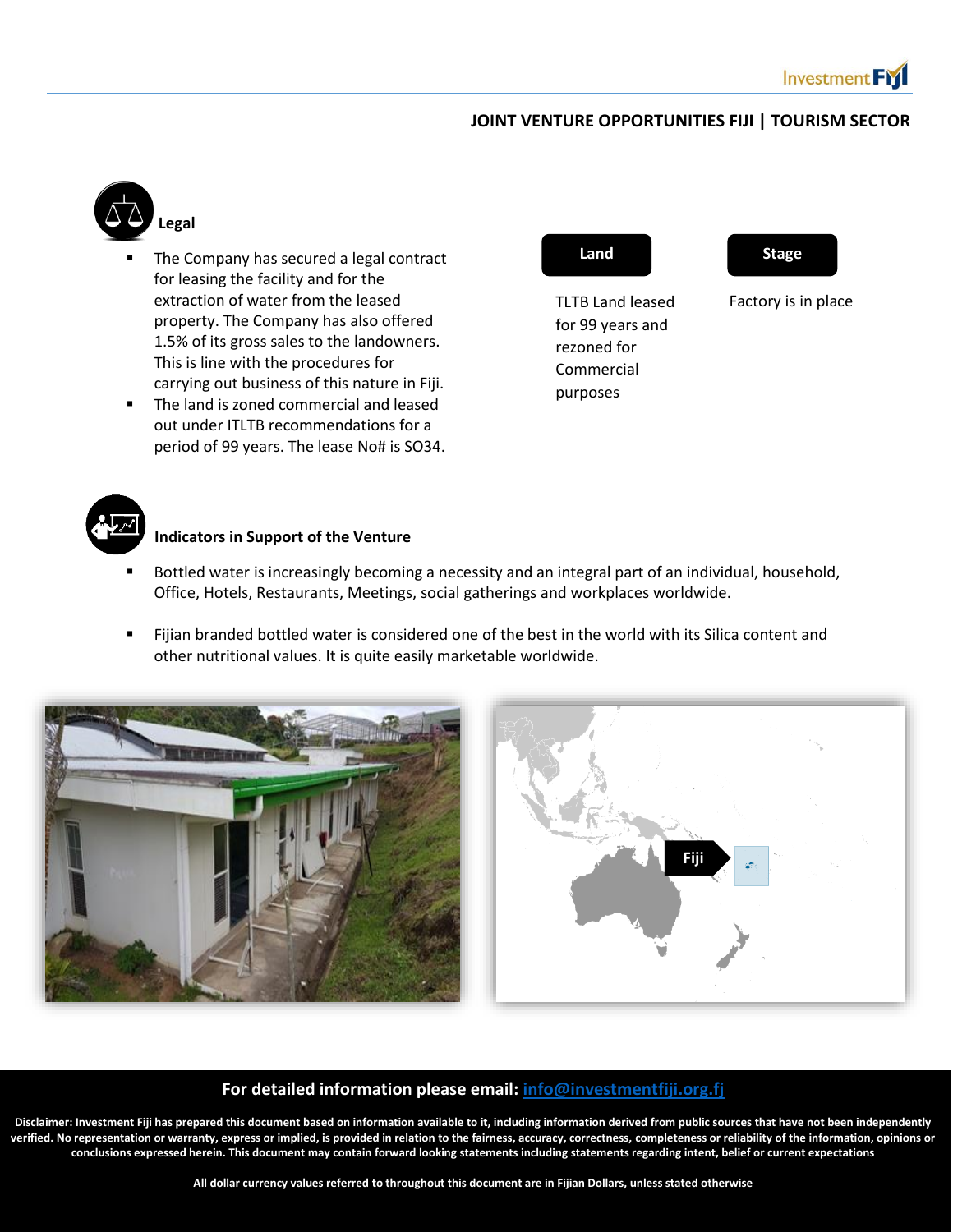## JOINT VENTURE OPPORTUNITIES FIJI | TOURISM SECTOR

### Legal

- The Company has secured a legal contract for leasing the facility and for the extraction of water from the leased property. The Company has also offered 1.5% of its gross sales to the landowners. This is line with the procedures for carrying out business of this nature in Fiji.
- The land is zoned commercial and leased out under ITLTB recommendations for a period of 99 years. The lease No# is SO34.

| Land | Stage |
|---|---|
| TLTB Land leased for 99 years and rezoned for Commercial purposes | Factory is in place |

### Indicators in Support of the Venture

- Bottled water is increasingly becoming a necessity and an integral part of an individual, household, Office, Hotels, Restaurants, Meetings, social gatherings and workplaces worldwide.
- Fijian branded bottled water is considered one of the best in the world with its Silica content and other nutritional values. It is quite easily marketable worldwide.

Fiji

**For detailed information please email: info@investmentfiji.org.fj**

**Disclaimer: Investment Fiji has prepared this document based on information available to it, including information derived from public sources that have not been independently verified. No representation or warranty, express or implied, is provided in relation to the fairness, accuracy, correctness, completeness or reliability of the information, opinions or conclusions expressed herein. This document may contain forward looking statements including statements regarding intent, belief or current expectations**

**All dollar currency values referred to throughout this document are in Fijian Dollars, unless stated otherwise**